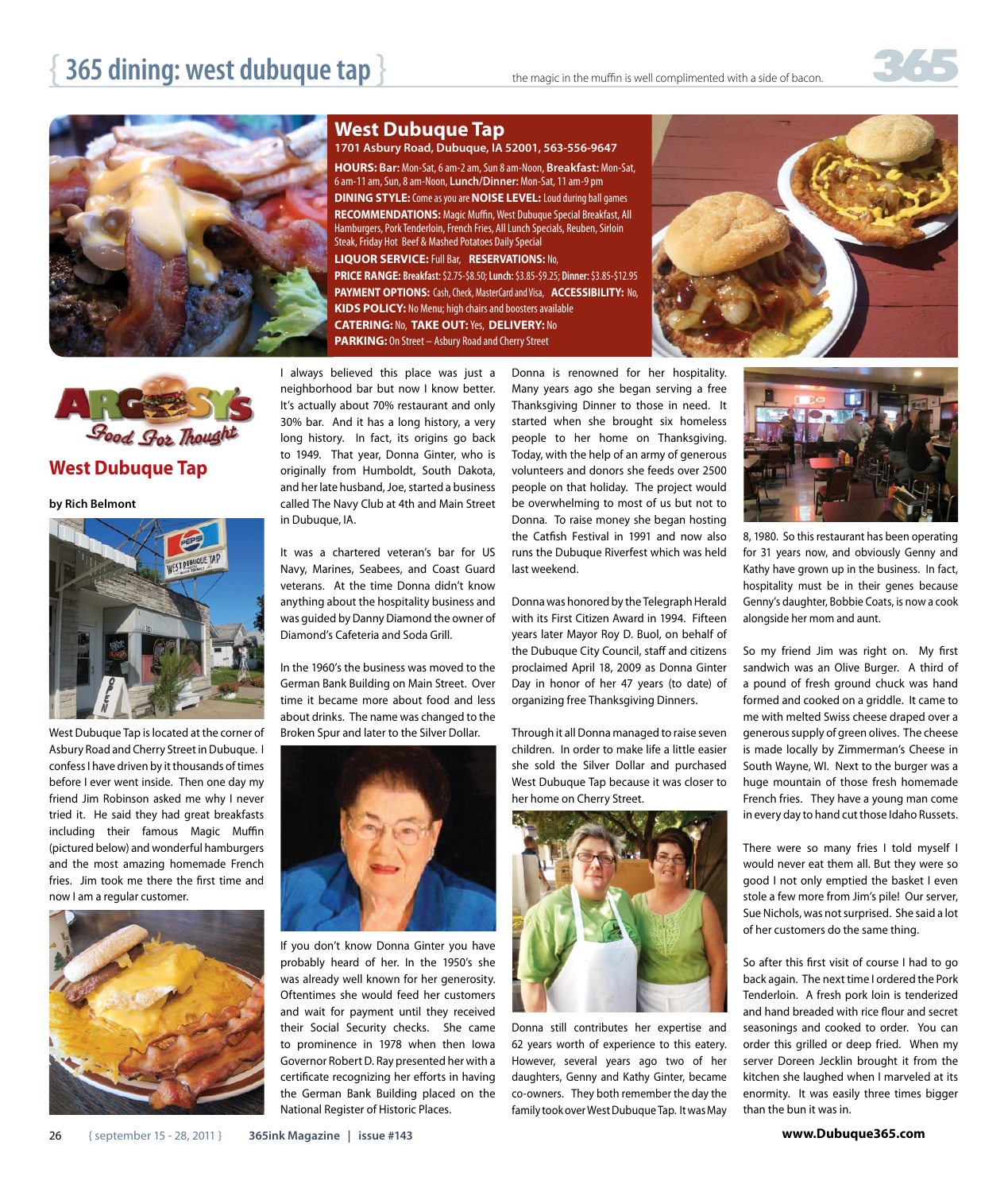# West Dubuque Tap

**1701 Asbury Road, Dubuque, IA 52001, 563-556-9647**

**HOURS:** **Bar:** Mon-Sat, 6 am-2 am, Sun 8 am-Noon, **Breakfast:** Mon-Sat, 6 am-11 am, Sun, 8 am-Noon, **Lunch/Dinner:** Mon-Sat, 11 am-9 pm

**DINING STYLE:** Come as you are **NOISE LEVEL:** Loud during ball games

**RECOMMENDATIONS:** Magic Muffin, West Dubuque Special Breakfast, All Hamburgers, Pork Tenderloin, French Fries, All Lunch Specials, Reuben, Sirloin Steak, Friday Hot Beef & Mashed Potatoes Daily Special

**LIQUOR SERVICE:** Full Bar, **RESERVATIONS:** No,

**PRICE RANGE:** **Breakfast:** $2.75-$8.50; **Lunch:** $3.85-$9.25; **Dinner:** $3.85-$12.95

**PAYMENT OPTIONS:** Cash, Check, MasterCard and Visa, **ACCESSIBILITY:** No,

**KIDS POLICY:** No Menu; high chairs and boosters available

**CATERING:** No, **TAKE OUT:** Yes, **DELIVERY:** No

**PARKING:** On Street – Asbury Road and Cherry Street

Argosy's Food For Thought

## West Dubuque Tap

**by Rich Belmont**

West Dubuque Tap is located at the corner of Asbury Road and Cherry Street in Dubuque. I confess I have driven by it thousands of times before I ever went inside. Then one day my friend Jim Robinson asked me why I never tried it. He said they had great breakfasts including their famous Magic Muffin (pictured below) and wonderful hamburgers and the most amazing homemade French fries. Jim took me there the first time and now I am a regular customer.

I always believed this place was just a neighborhood bar but now I know better. It's actually about 70% restaurant and only 30% bar. And it has a long history, a very long history. In fact, its origins go back to 1949. That year, Donna Ginter, who is originally from Humboldt, South Dakota, and her late husband, Joe, started a business called The Navy Club at 4th and Main Street in Dubuque, IA.

It was a chartered veteran's bar for US Navy, Marines, Seabees, and Coast Guard veterans. At the time Donna didn't know anything about the hospitality business and was guided by Danny Diamond the owner of Diamond's Cafeteria and Soda Grill.

In the 1960's the business was moved to the German Bank Building on Main Street. Over time it became more about food and less about drinks. The name was changed to the Broken Spur and later to the Silver Dollar.

If you don't know Donna Ginter you have probably heard of her. In the 1950's she was already well known for her generosity. Oftentimes she would feed her customers and wait for payment until they received their Social Security checks. She came to prominence in 1978 when then Iowa Governor Robert D. Ray presented her with a certificate recognizing her efforts in having the German Bank Building placed on the National Register of Historic Places.

Donna is renowned for her hospitality. Many years ago she began serving a free Thanksgiving Dinner to those in need. It started when she brought six homeless people to her home on Thanksgiving. Today, with the help of an army of generous volunteers and donors she feeds over 2500 people on that holiday. The project would be overwhelming to most of us but not to Donna. To raise money she began hosting the Catfish Festival in 1991 and now also runs the Dubuque Riverfest which was held last weekend.

Donna was honored by the Telegraph Herald with its First Citizen Award in 1994. Fifteen years later Mayor Roy D. Buol, on behalf of the Dubuque City Council, staff and citizens proclaimed April 18, 2009 as Donna Ginter Day in honor of her 47 years (to date) of organizing free Thanksgiving Dinners.

Through it all Donna managed to raise seven children. In order to make life a little easier she sold the Silver Dollar and purchased West Dubuque Tap because it was closer to her home on Cherry Street.

Donna still contributes her expertise and 62 years worth of experience to this eatery. However, several years ago two of her daughters, Genny and Kathy Ginter, became co-owners. They both remember the day the family took over West Dubuque Tap. It was May 8, 1980. So this restaurant has been operating for 31 years now, and obviously Genny and Kathy have grown up in the business. In fact, hospitality must be in their genes because Genny's daughter, Bobbie Coats, is now a cook alongside her mom and aunt.

So my friend Jim was right on. My first sandwich was an Olive Burger. A third of a pound of fresh ground chuck was hand formed and cooked on a griddle. It came to me with melted Swiss cheese draped over a generous supply of green olives. The cheese is made locally by Zimmerman's Cheese in South Wayne, WI. Next to the burger was a huge mountain of those fresh homemade French fries. They have a young man come in every day to hand cut those Idaho Russets.

There were so many fries I told myself I would never eat them all. But they were so good I not only emptied the basket I even stole a few more from Jim's pile! Our server, Sue Nichols, was not surprised. She said a lot of her customers do the same thing.

So after this first visit of course I had to go back again. The next time I ordered the Pork Tenderloin. A fresh pork loin is tenderized and hand breaded with rice flour and secret seasonings and cooked to order. You can order this grilled or deep fried. When my server Doreen Jecklin brought it from the kitchen she laughed when I marveled at its enormity. It was easily three times bigger than the bun it was in.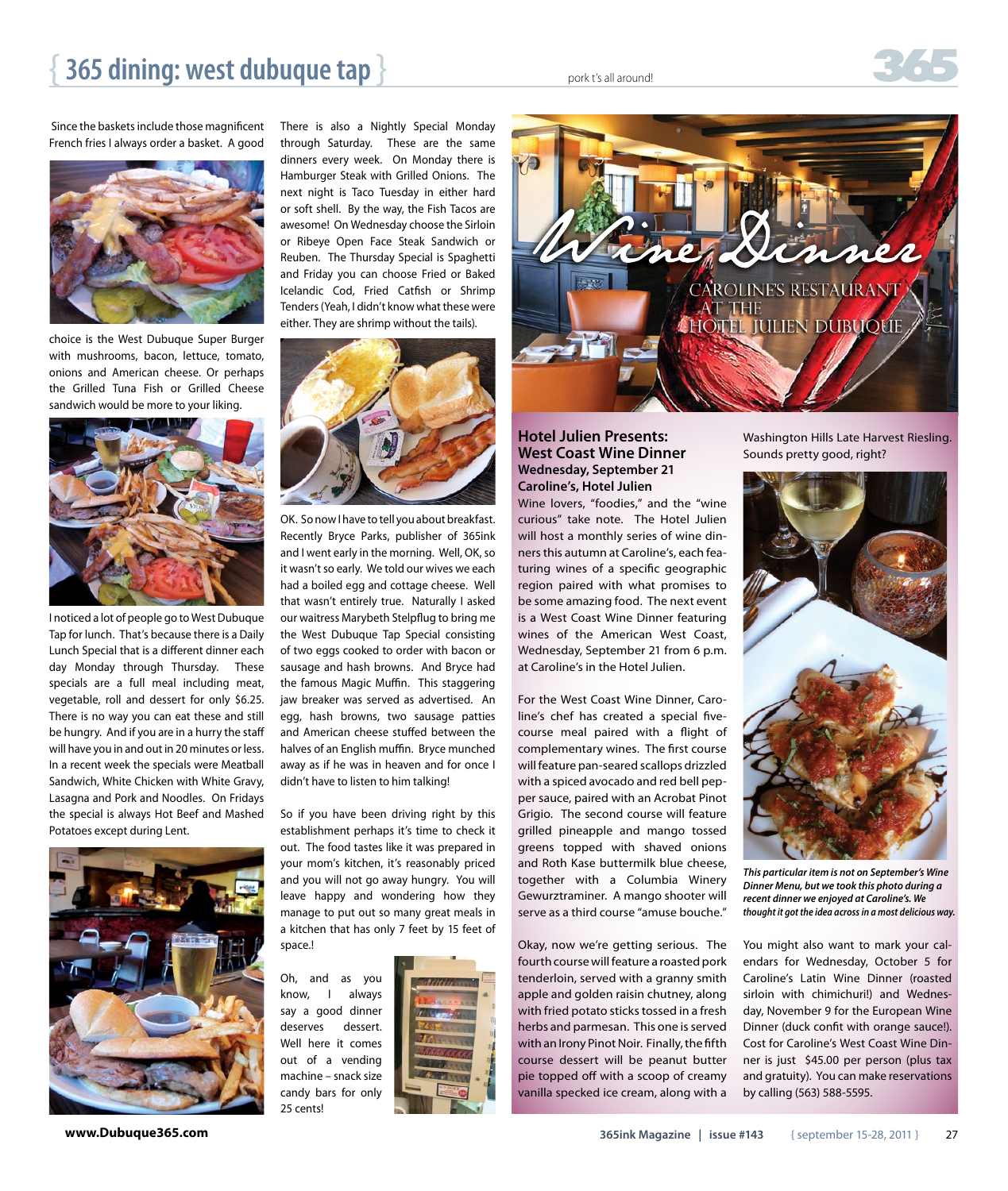# { 365 dining: west dubuque tap }

Since the baskets include those magnificent French fries I always order a basket. A good choice is the West Dubuque Super Burger with mushrooms, bacon, lettuce, tomato, onions and American cheese. Or perhaps the Grilled Tuna Fish or Grilled Cheese sandwich would be more to your liking.

I noticed a lot of people go to West Dubuque Tap for lunch. That's because there is a Daily Lunch Special that is a different dinner each day Monday through Thursday. These specials are a full meal including meat, vegetable, roll and dessert for only $6.25. There is no way you can eat these and still be hungry. And if you are in a hurry the staff will have you in and out in 20 minutes or less. In a recent week the specials were Meatball Sandwich, White Chicken with White Gravy, Lasagna and Pork and Noodles. On Fridays the special is always Hot Beef and Mashed Potatoes except during Lent.

There is also a Nightly Special Monday through Saturday. These are the same dinners every week. On Monday there is Hamburger Steak with Grilled Onions. The next night is Taco Tuesday in either hard or soft shell. By the way, the Fish Tacos are awesome! On Wednesday choose the Sirloin or Ribeye Open Face Steak Sandwich or Reuben. The Thursday Special is Spaghetti and Friday you can choose Fried or Baked Icelandic Cod, Fried Catfish or Shrimp Tenders (Yeah, I didn't know what these were either. They are shrimp without the tails).

OK. So now I have to tell you about breakfast. Recently Bryce Parks, publisher of 365ink and I went early in the morning. Well, OK, so it wasn't so early. We told our wives we each had a boiled egg and cottage cheese. Well that wasn't entirely true. Naturally I asked our waitress Marybeth Stelpflug to bring me the West Dubuque Tap Special consisting of two eggs cooked to order with bacon or sausage and hash browns. And Bryce had the famous Magic Muffin. This staggering jaw breaker was served as advertised. An egg, hash browns, two sausage patties and American cheese stuffed between the halves of an English muffin. Bryce munched away as if he was in heaven and for once I didn't have to listen to him talking!

So if you have been driving right by this establishment perhaps it's time to check it out. The food tastes like it was prepared in your mom's kitchen, it's reasonably priced and you will not go away hungry. You will leave happy and wondering how they manage to put out so many great meals in a kitchen that has only 7 feet by 15 feet of space.!

Oh, and as you know, I always say a good dinner deserves dessert. Well here it comes out of a vending machine – snack size candy bars for only 25 cents!

pork t's all around!

Wine Dinner

CAROLINE'S RESTAURANT AT THE HOTEL JULIEN DUBUQUE

## Hotel Julien Presents: West Coast Wine Dinner

**Wednesday, September 21**
**Caroline's, Hotel Julien**

Wine lovers, "foodies," and the "wine curious" take note. The Hotel Julien will host a monthly series of wine dinners this autumn at Caroline's, each featuring wines of a specific geographic region paired with what promises to be some amazing food. The next event is a West Coast Wine Dinner featuring wines of the American West Coast, Wednesday, September 21 from 6 p.m. at Caroline's in the Hotel Julien.

For the West Coast Wine Dinner, Caroline's chef has created a special five-course meal paired with a flight of complementary wines. The first course will feature pan-seared scallops drizzled with a spiced avocado and red bell pepper sauce, paired with an Acrobat Pinot Grigio. The second course will feature grilled pineapple and mango tossed greens topped with shaved onions and Roth Kase buttermilk blue cheese, together with a Columbia Winery Gewurztraminer. A mango shooter will serve as a third course "amuse bouche."

Okay, now we're getting serious. The fourth course will feature a roasted pork tenderloin, served with a granny smith apple and golden raisin chutney, along with fried potato sticks tossed in a fresh herbs and parmesan. This one is served with an Irony Pinot Noir. Finally, the fifth course dessert will be peanut butter pie topped off with a scoop of creamy vanilla specked ice cream, along with a Washington Hills Late Harvest Riesling. Sounds pretty good, right?

*This particular item is not on September's Wine Dinner Menu, but we took this photo during a recent dinner we enjoyed at Caroline's. We thought it got the idea across in a most delicious way.*

You might also want to mark your calendars for Wednesday, October 5 for Caroline's Latin Wine Dinner (roasted sirloin with chimichuri!) and Wednesday, November 9 for the European Wine Dinner (duck confit with orange sauce!). Cost for Caroline's West Coast Wine Dinner is just $45.00 per person (plus tax and gratuity). You can make reservations by calling (563) 588-5595.

www.Dubuque365.com